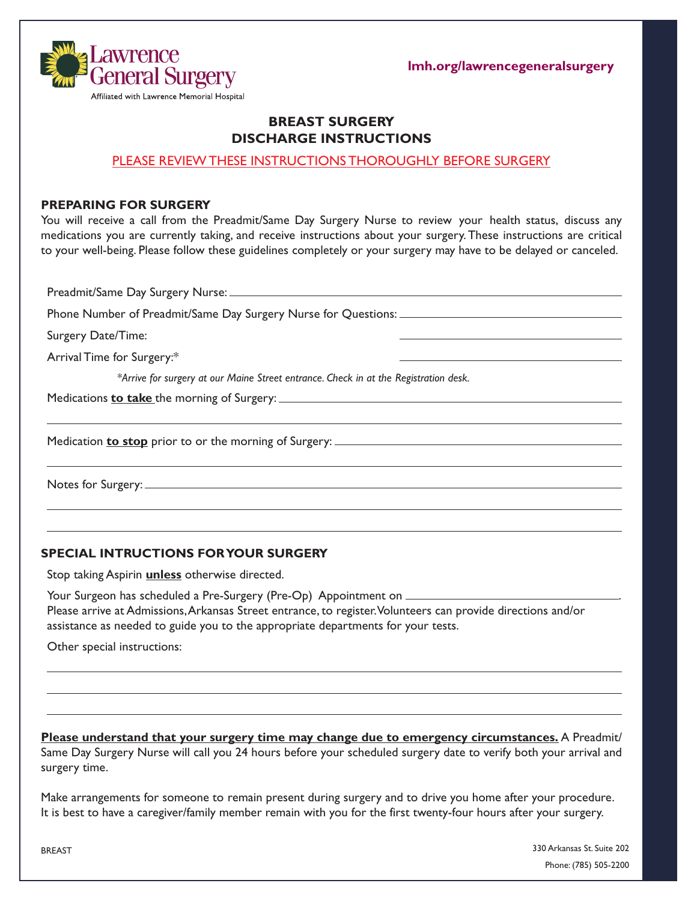Lawrence General Surgery
Affiliated with Lawrence Memorial Hospital

lmh.org/lawrencegeneralsurgery

# BREAST SURGERY DISCHARGE INSTRUCTIONS

PLEASE REVIEW THESE INSTRUCTIONS THOROUGHLY BEFORE SURGERY

## PREPARING FOR SURGERY

You will receive a call from the Preadmit/Same Day Surgery Nurse to review your health status, discuss any medications you are currently taking, and receive instructions about your surgery. These instructions are critical to your well-being. Please follow these guidelines completely or your surgery may have to be delayed or canceled.

Preadmit/Same Day Surgery Nurse: ______________________________

Phone Number of Preadmit/Same Day Surgery Nurse for Questions: ______________________________

Surgery Date/Time: ______________________________

Arrival Time for Surgery:* ______________________________

*\*Arrive for surgery at our Maine Street entrance. Check in at the Registration desk.*

Medications **to take** the morning of Surgery: ______________________________

______________________________

Medication **to stop** prior to or the morning of Surgery: ______________________________

______________________________

Notes for Surgery: ______________________________

______________________________

______________________________

## SPECIAL INTRUCTIONS FOR YOUR SURGERY

Stop taking Aspirin **unless** otherwise directed.

Your Surgeon has scheduled a Pre-Surgery (Pre-Op) Appointment on ______________________________.
Please arrive at Admissions, Arkansas Street entrance, to register. Volunteers can provide directions and/or assistance as needed to guide you to the appropriate departments for your tests.

Other special instructions:

______________________________

______________________________

______________________________

**Please understand that your surgery time may change due to emergency circumstances.** A Preadmit/Same Day Surgery Nurse will call you 24 hours before your scheduled surgery date to verify both your arrival and surgery time.

Make arrangements for someone to remain present during surgery and to drive you home after your procedure. It is best to have a caregiver/family member remain with you for the first twenty-four hours after your surgery.

BREAST

330 Arkansas St. Suite 202
Phone: (785) 505-2200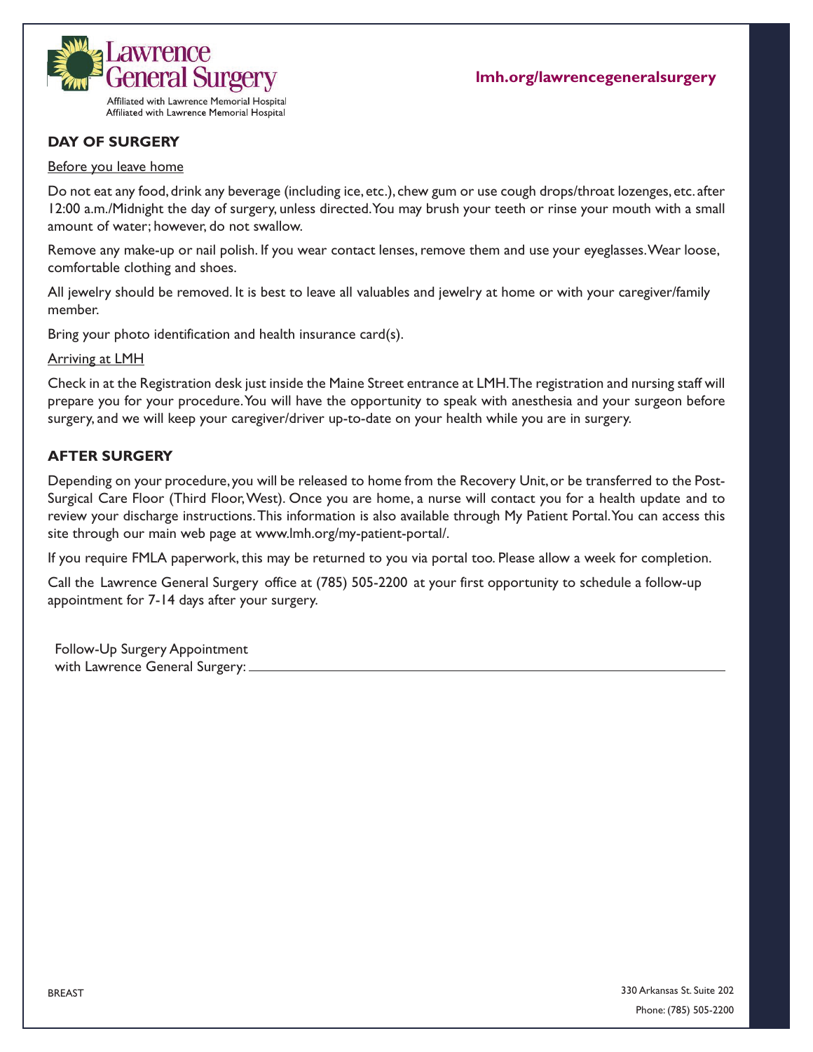Lawrence General Surgery

Affiliated with Lawrence Memorial Hospital
Affiliated with Lawrence Memorial Hospital

**lmh.org/lawrencegeneralsurgery**

## DAY OF SURGERY

Before you leave home

Do not eat any food, drink any beverage (including ice, etc.), chew gum or use cough drops/throat lozenges, etc. after 12:00 a.m./Midnight the day of surgery, unless directed. You may brush your teeth or rinse your mouth with a small amount of water; however, do not swallow.

Remove any make-up or nail polish. If you wear contact lenses, remove them and use your eyeglasses. Wear loose, comfortable clothing and shoes.

All jewelry should be removed. It is best to leave all valuables and jewelry at home or with your caregiver/family member.

Bring your photo identification and health insurance card(s).

Arriving at LMH

Check in at the Registration desk just inside the Maine Street entrance at LMH. The registration and nursing staff will prepare you for your procedure. You will have the opportunity to speak with anesthesia and your surgeon before surgery, and we will keep your caregiver/driver up-to-date on your health while you are in surgery.

## AFTER SURGERY

Depending on your procedure, you will be released to home from the Recovery Unit, or be transferred to the Post-Surgical Care Floor (Third Floor, West). Once you are home, a nurse will contact you for a health update and to review your discharge instructions. This information is also available through My Patient Portal. You can access this site through our main web page at www.lmh.org/my-patient-portal/.

If you require FMLA paperwork, this may be returned to you via portal too. Please allow a week for completion.

Call the Lawrence General Surgery office at (785) 505-2200 at your first opportunity to schedule a follow-up appointment for 7-14 days after your surgery.

Follow-Up Surgery Appointment
with Lawrence General Surgery: \_\_\_\_\_\_\_\_\_\_\_\_\_\_\_\_\_\_\_\_\_\_\_\_\_\_\_\_\_\_\_\_\_\_\_\_

BREAST

330 Arkansas St. Suite 202
Phone: (785) 505-2200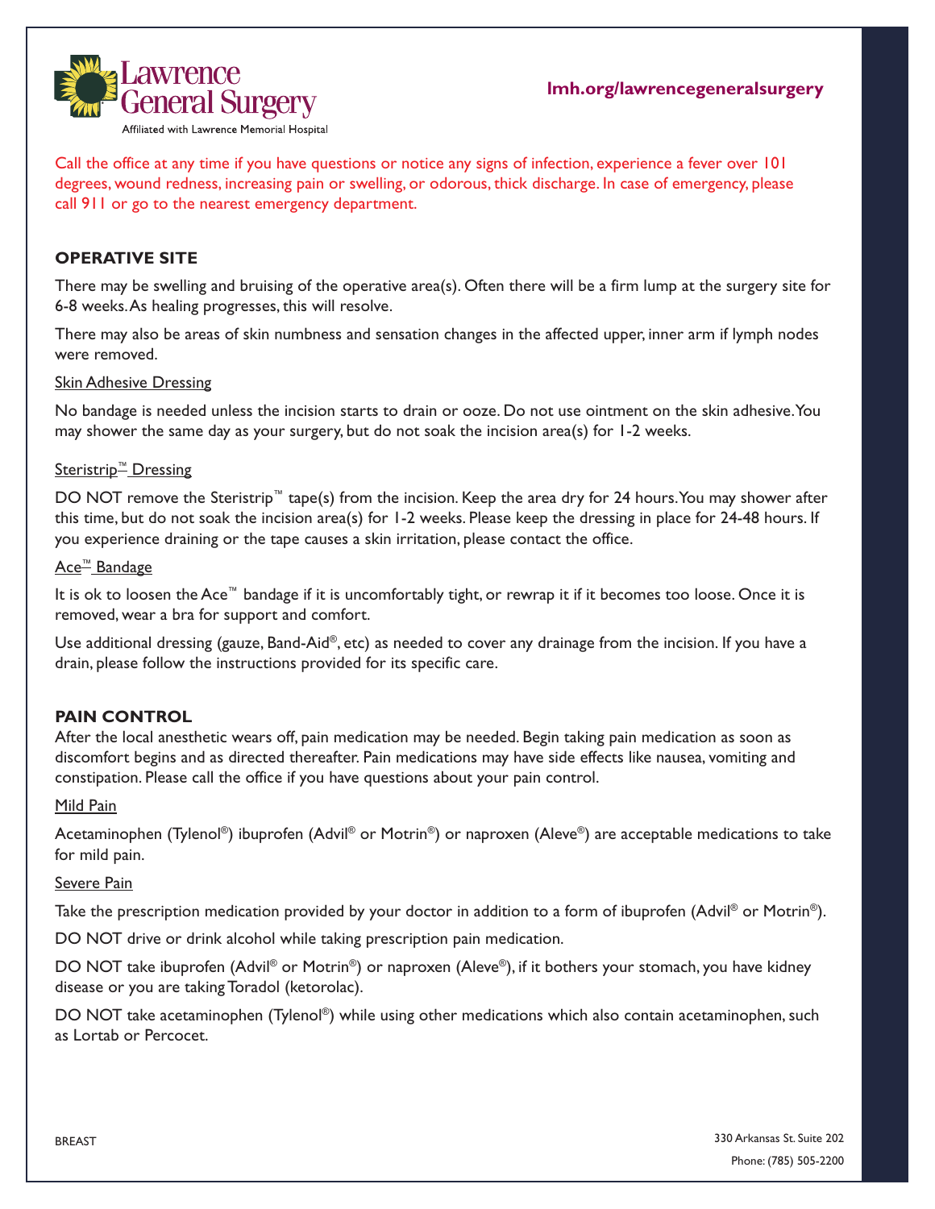Call the office at any time if you have questions or notice any signs of infection, experience a fever over 101 degrees, wound redness, increasing pain or swelling, or odorous, thick discharge. In case of emergency, please call 911 or go to the nearest emergency department.

## OPERATIVE SITE

There may be swelling and bruising of the operative area(s). Often there will be a firm lump at the surgery site for 6-8 weeks. As healing progresses, this will resolve.

There may also be areas of skin numbness and sensation changes in the affected upper, inner arm if lymph nodes were removed.

### Skin Adhesive Dressing

No bandage is needed unless the incision starts to drain or ooze. Do not use ointment on the skin adhesive. You may shower the same day as your surgery, but do not soak the incision area(s) for 1-2 weeks.

### Steristrip™ Dressing

DO NOT remove the Steristrip™ tape(s) from the incision. Keep the area dry for 24 hours. You may shower after this time, but do not soak the incision area(s) for 1-2 weeks. Please keep the dressing in place for 24-48 hours. If you experience draining or the tape causes a skin irritation, please contact the office.

### Ace™ Bandage

It is ok to loosen the Ace™ bandage if it is uncomfortably tight, or rewrap it if it becomes too loose. Once it is removed, wear a bra for support and comfort.

Use additional dressing (gauze, Band-Aid®, etc) as needed to cover any drainage from the incision. If you have a drain, please follow the instructions provided for its specific care.

## PAIN CONTROL

After the local anesthetic wears off, pain medication may be needed. Begin taking pain medication as soon as discomfort begins and as directed thereafter. Pain medications may have side effects like nausea, vomiting and constipation. Please call the office if you have questions about your pain control.

### Mild Pain

Acetaminophen (Tylenol®) ibuprofen (Advil® or Motrin®) or naproxen (Aleve®) are acceptable medications to take for mild pain.

### Severe Pain

Take the prescription medication provided by your doctor in addition to a form of ibuprofen (Advil® or Motrin®).

DO NOT drive or drink alcohol while taking prescription pain medication.

DO NOT take ibuprofen (Advil® or Motrin®) or naproxen (Aleve®), if it bothers your stomach, you have kidney disease or you are taking Toradol (ketorolac).

DO NOT take acetaminophen (Tylenol®) while using other medications which also contain acetaminophen, such as Lortab or Percocet.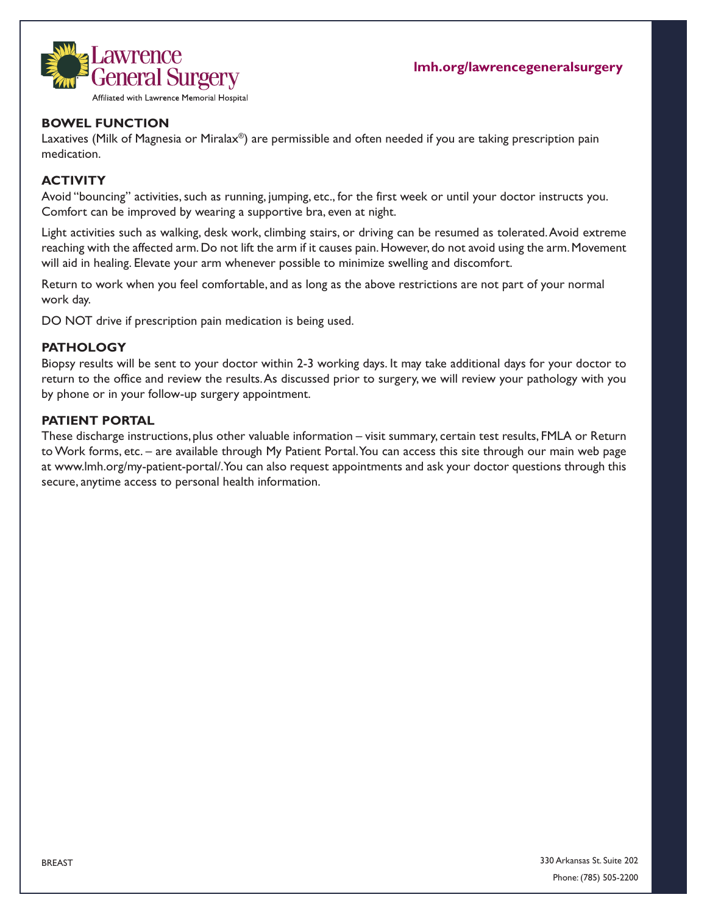## BOWEL FUNCTION

Laxatives (Milk of Magnesia or Miralax®) are permissible and often needed if you are taking prescription pain medication.

## ACTIVITY

Avoid "bouncing" activities, such as running, jumping, etc., for the first week or until your doctor instructs you. Comfort can be improved by wearing a supportive bra, even at night.

Light activities such as walking, desk work, climbing stairs, or driving can be resumed as tolerated. Avoid extreme reaching with the affected arm. Do not lift the arm if it causes pain. However, do not avoid using the arm. Movement will aid in healing. Elevate your arm whenever possible to minimize swelling and discomfort.

Return to work when you feel comfortable, and as long as the above restrictions are not part of your normal work day.

DO NOT drive if prescription pain medication is being used.

## PATHOLOGY

Biopsy results will be sent to your doctor within 2-3 working days. It may take additional days for your doctor to return to the office and review the results. As discussed prior to surgery, we will review your pathology with you by phone or in your follow-up surgery appointment.

## PATIENT PORTAL

These discharge instructions, plus other valuable information – visit summary, certain test results, FMLA or Return to Work forms, etc. – are available through My Patient Portal. You can access this site through our main web page at www.lmh.org/my-patient-portal/. You can also request appointments and ask your doctor questions through this secure, anytime access to personal health information.